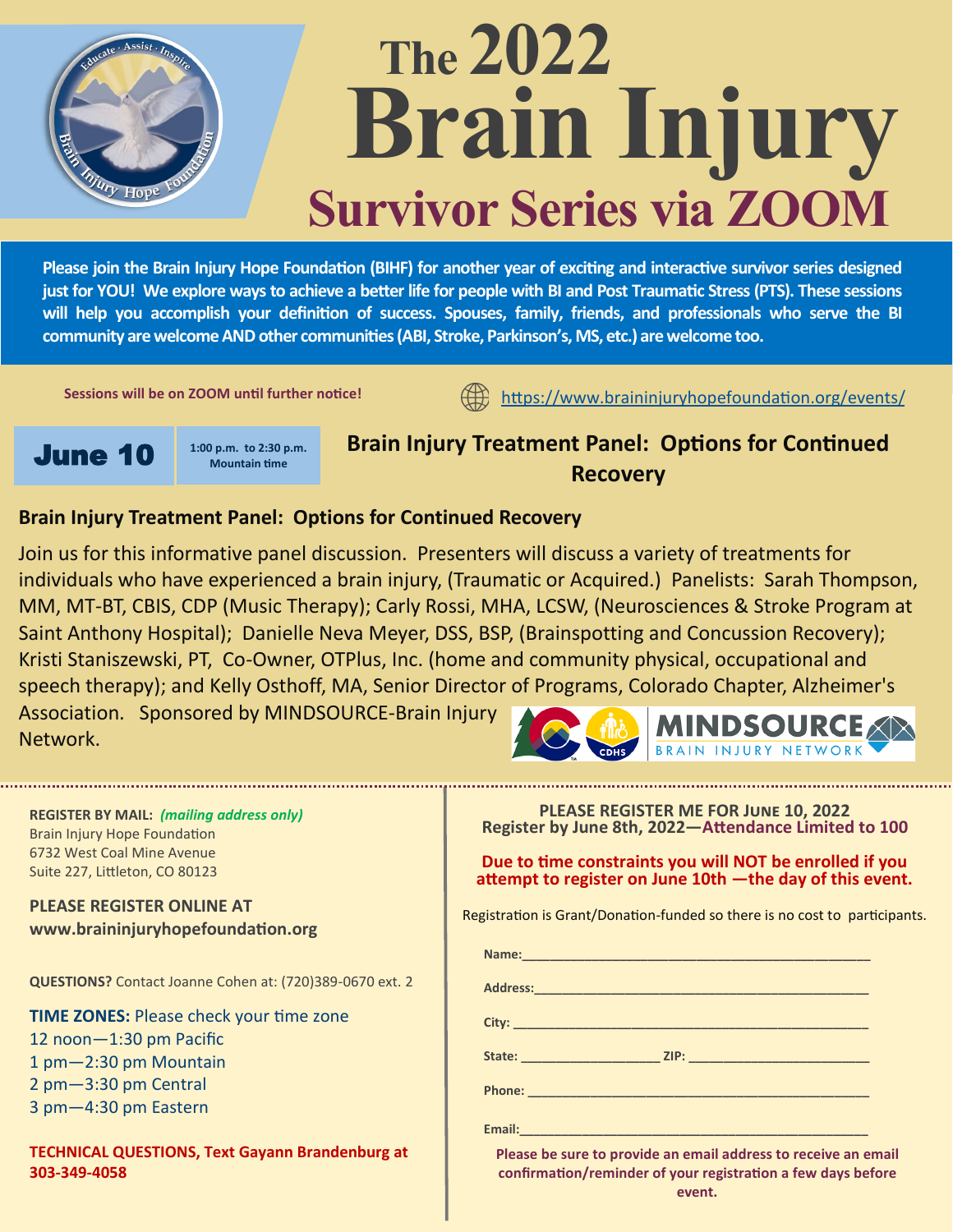# The 2022 Brain Injury

## Survivor Series via ZOOM

**Please join the Brain Injury Hope Foundation (BIHF) for another year of exciting and interactive survivor series designed just for YOU! We explore ways to achieve a better life for people with BI and Post Traumatic Stress (PTS). These sessions will help you accomplish your definition of success. Spouses, family, friends, and professionals who serve the BI community are welcome AND other communities (ABI, Stroke, Parkinson's, MS, etc.) are welcome too.**

**Sessions will be on ZOOM until further notice!**

https://www.braininjuryhopefoundation.org/events/

**June 10** — 1:00 p.m. to 2:30 p.m. Mountain time

## Brain Injury Treatment Panel: Options for Continued Recovery

### Brain Injury Treatment Panel: Options for Continued Recovery

Join us for this informative panel discussion. Presenters will discuss a variety of treatments for individuals who have experienced a brain injury, (Traumatic or Acquired.) Panelists: Sarah Thompson, MM, MT-BT, CBIS, CDP (Music Therapy); Carly Rossi, MHA, LCSW, (Neurosciences & Stroke Program at Saint Anthony Hospital); Danielle Neva Meyer, DSS, BSP, (Brainspotting and Concussion Recovery); Kristi Staniszewski, PT, Co-Owner, OTPlus, Inc. (home and community physical, occupational and speech therapy); and Kelly Osthoff, MA, Senior Director of Programs, Colorado Chapter, Alzheimer's Association. Sponsored by MINDSOURCE-Brain Injury Network.

---

**REGISTER BY MAIL:** ***(mailing address only)***
Brain Injury Hope Foundation
6732 West Coal Mine Avenue
Suite 227, Littleton, CO 80123

**PLEASE REGISTER ONLINE AT**
**www.braininjuryhopefoundation.org**

**QUESTIONS?** Contact Joanne Cohen at: (720)389-0670 ext. 2

**TIME ZONES:** Please check your time zone
12 noon—1:30 pm Pacific
1 pm—2:30 pm Mountain
2 pm—3:30 pm Central
3 pm—4:30 pm Eastern

**TECHNICAL QUESTIONS, Text Gayann Brandenburg at 303-349-4058**

**PLEASE REGISTER ME FOR JUNE 10, 2022**
**Register by June 8th, 2022—Attendance Limited to 100**

**Due to time constraints you will NOT be enrolled if you attempt to register on June 10th —the day of this event.**

Registration is Grant/Donation-funded so there is no cost to participants.

**Name:**\_\_\_\_\_\_\_\_\_\_\_\_\_\_\_\_\_\_\_\_\_\_\_\_\_\_\_\_\_\_\_\_

**Address:**\_\_\_\_\_\_\_\_\_\_\_\_\_\_\_\_\_\_\_\_\_\_\_\_\_\_\_\_\_\_

**City:** \_\_\_\_\_\_\_\_\_\_\_\_\_\_\_\_\_\_\_\_\_\_\_\_\_\_\_\_\_\_\_\_

**State:** \_\_\_\_\_\_\_\_\_\_\_\_ **ZIP:** \_\_\_\_\_\_\_\_\_\_\_\_\_\_\_

**Phone:** \_\_\_\_\_\_\_\_\_\_\_\_\_\_\_\_\_\_\_\_\_\_\_\_\_\_\_\_\_\_\_

**Email:**\_\_\_\_\_\_\_\_\_\_\_\_\_\_\_\_\_\_\_\_\_\_\_\_\_\_\_\_\_\_\_\_

**Please be sure to provide an email address to receive an email confirmation/reminder of your registration a few days before event.**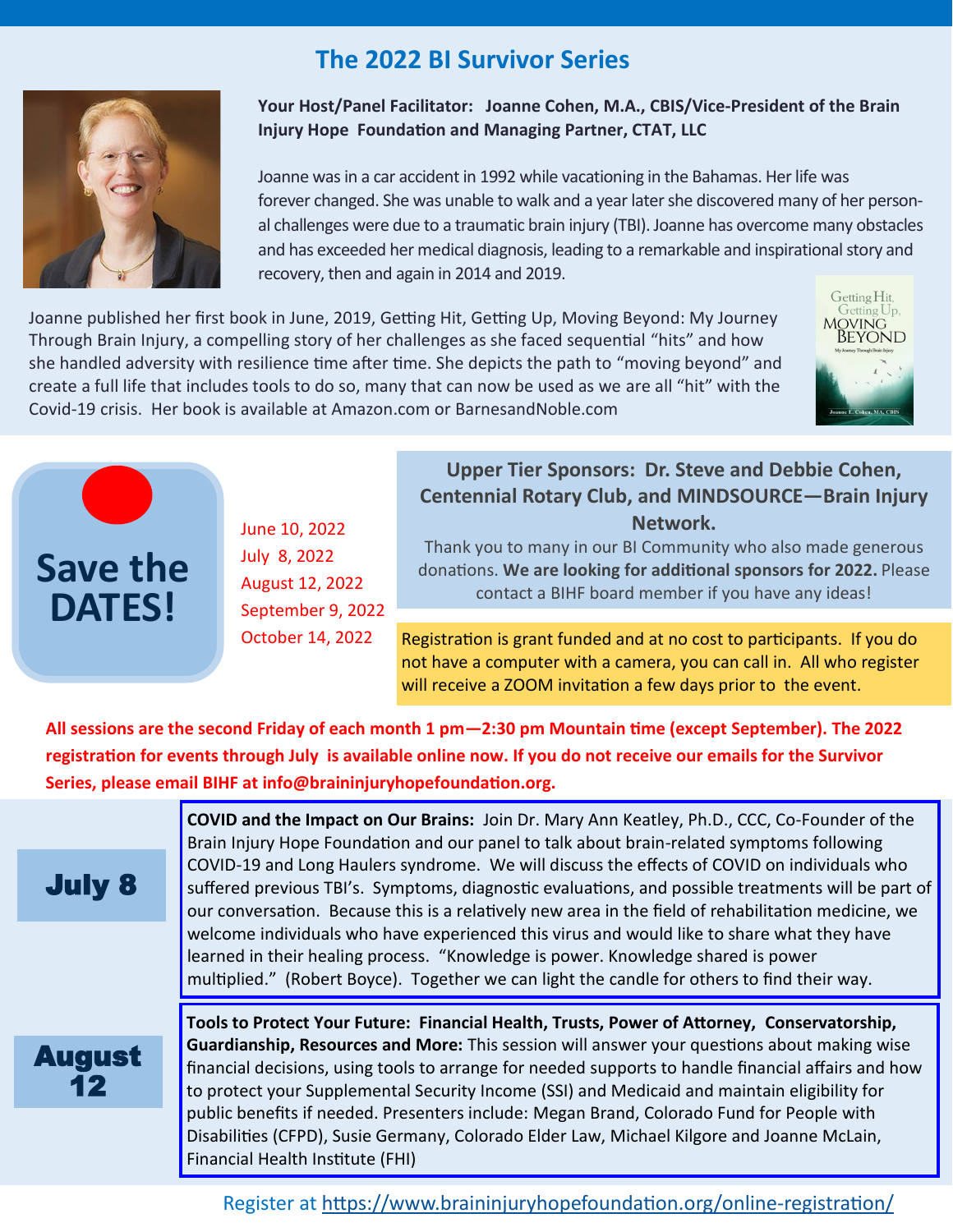## The 2022 BI Survivor Series

**Your Host/Panel Facilitator: Joanne Cohen, M.A., CBIS/Vice-President of the Brain Injury Hope Foundation and Managing Partner, CTAT, LLC**

Joanne was in a car accident in 1992 while vacationing in the Bahamas. Her life was forever changed. She was unable to walk and a year later she discovered many of her personal challenges were due to a traumatic brain injury (TBI). Joanne has overcome many obstacles and has exceeded her medical diagnosis, leading to a remarkable and inspirational story and recovery, then and again in 2014 and 2019.

Joanne published her first book in June, 2019, Getting Hit, Getting Up, Moving Beyond: My Journey Through Brain Injury, a compelling story of her challenges as she faced sequential "hits" and how she handled adversity with resilience time after time. She depicts the path to "moving beyond" and create a full life that includes tools to do so, many that can now be used as we are all "hit" with the Covid-19 crisis. Her book is available at Amazon.com or BarnesandNoble.com

## Save the DATES!

- June 10, 2022
- July 8, 2022
- August 12, 2022
- September 9, 2022
- October 14, 2022

**Upper Tier Sponsors: Dr. Steve and Debbie Cohen, Centennial Rotary Club, and MINDSOURCE—Brain Injury Network.**

Thank you to many in our BI Community who also made generous donations. **We are looking for additional sponsors for 2022.** Please contact a BIHF board member if you have any ideas!

Registration is grant funded and at no cost to participants. If you do not have a computer with a camera, you can call in. All who register will receive a ZOOM invitation a few days prior to the event.

**All sessions are the second Friday of each month 1 pm—2:30 pm Mountain time (except September). The 2022 registration for events through July is available online now. If you do not receive our emails for the Survivor Series, please email BIHF at info@braininjuryhopefoundation.org.**

### July 8

**COVID and the Impact on Our Brains:** Join Dr. Mary Ann Keatley, Ph.D., CCC, Co-Founder of the Brain Injury Hope Foundation and our panel to talk about brain-related symptoms following COVID-19 and Long Haulers syndrome. We will discuss the effects of COVID on individuals who suffered previous TBI's. Symptoms, diagnostic evaluations, and possible treatments will be part of our conversation. Because this is a relatively new area in the field of rehabilitation medicine, we welcome individuals who have experienced this virus and would like to share what they have learned in their healing process. "Knowledge is power. Knowledge shared is power multiplied." (Robert Boyce). Together we can light the candle for others to find their way.

### August 12

**Tools to Protect Your Future: Financial Health, Trusts, Power of Attorney, Conservatorship, Guardianship, Resources and More:** This session will answer your questions about making wise financial decisions, using tools to arrange for needed supports to handle financial affairs and how to protect your Supplemental Security Income (SSI) and Medicaid and maintain eligibility for public benefits if needed. Presenters include: Megan Brand, Colorado Fund for People with Disabilities (CFPD), Susie Germany, Colorado Elder Law, Michael Kilgore and Joanne McLain, Financial Health Institute (FHI)

Register at https://www.braininjuryhopefoundation.org/online-registration/